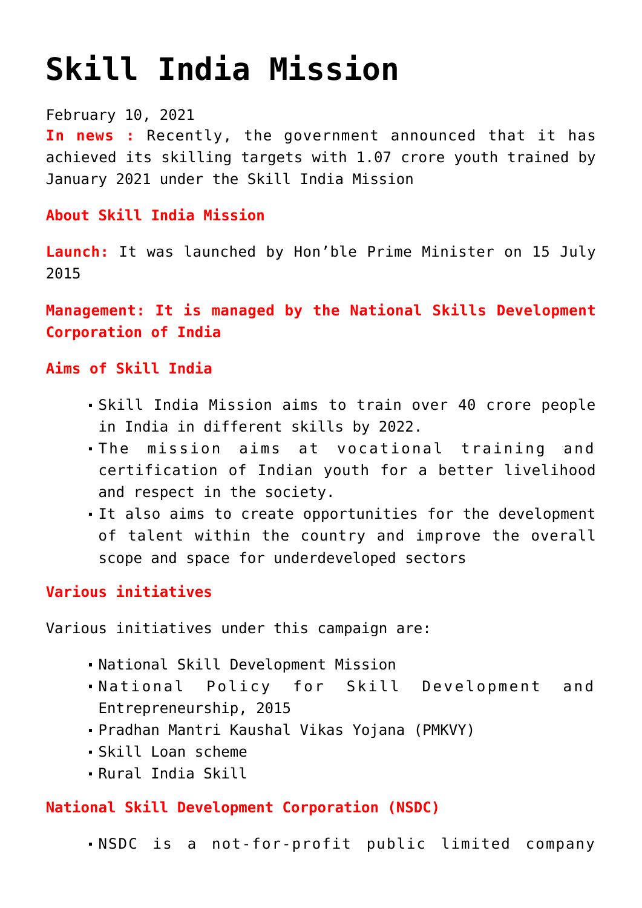# Skill India Mission

February 10, 2021

**In news :** Recently, the government announced that it has achieved its skilling targets with 1.07 crore youth trained by January 2021 under the Skill India Mission

**About Skill India Mission**

**Launch:** It was launched by Hon'ble Prime Minister on 15 July 2015

**Management: It is managed by the National Skills Development Corporation of India**

**Aims of Skill India**

- Skill India Mission aims to train over 40 crore people in India in different skills by 2022.
- The mission aims at vocational training and certification of Indian youth for a better livelihood and respect in the society.
- It also aims to create opportunities for the development of talent within the country and improve the overall scope and space for underdeveloped sectors

**Various initiatives**

Various initiatives under this campaign are:

- National Skill Development Mission
- National Policy for Skill Development and Entrepreneurship, 2015
- Pradhan Mantri Kaushal Vikas Yojana (PMKVY)
- Skill Loan scheme
- Rural India Skill

**National Skill Development Corporation (NSDC)**

- NSDC is a not-for-profit public limited company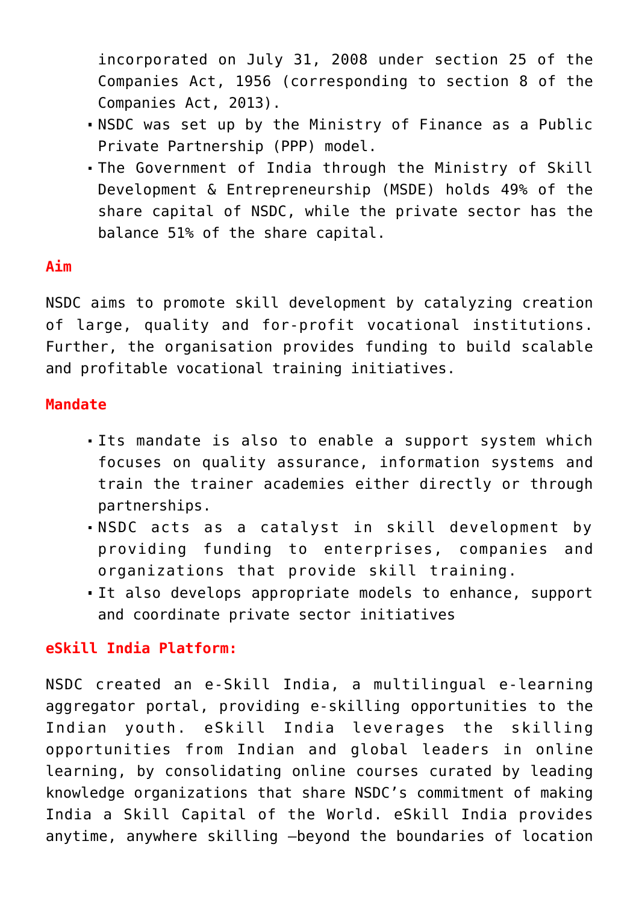incorporated on July 31, 2008 under section 25 of the Companies Act, 1956 (corresponding to section 8 of the Companies Act, 2013).

- NSDC was set up by the Ministry of Finance as a Public Private Partnership (PPP) model.
- The Government of India through the Ministry of Skill Development & Entrepreneurship (MSDE) holds 49% of the share capital of NSDC, while the private sector has the balance 51% of the share capital.

**Aim**

NSDC aims to promote skill development by catalyzing creation of large, quality and for-profit vocational institutions. Further, the organisation provides funding to build scalable and profitable vocational training initiatives.

**Mandate**

- Its mandate is also to enable a support system which focuses on quality assurance, information systems and train the trainer academies either directly or through partnerships.
- NSDC acts as a catalyst in skill development by providing funding to enterprises, companies and organizations that provide skill training.
- It also develops appropriate models to enhance, support and coordinate private sector initiatives

**eSkill India Platform:**

NSDC created an e-Skill India, a multilingual e-learning aggregator portal, providing e-skilling opportunities to the Indian youth. eSkill India leverages the skilling opportunities from Indian and global leaders in online learning, by consolidating online courses curated by leading knowledge organizations that share NSDC's commitment of making India a Skill Capital of the World. eSkill India provides anytime, anywhere skilling –beyond the boundaries of location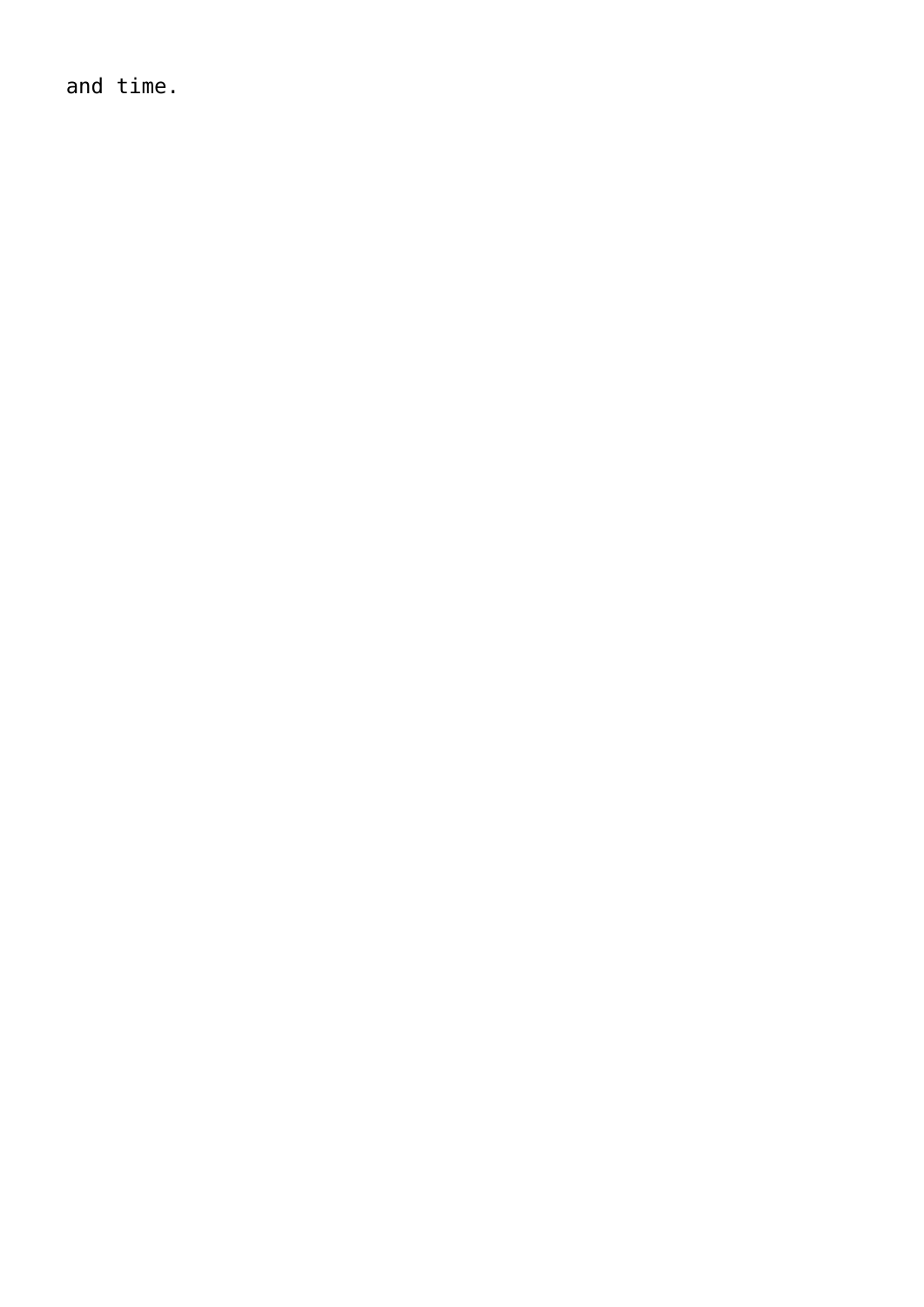and time.